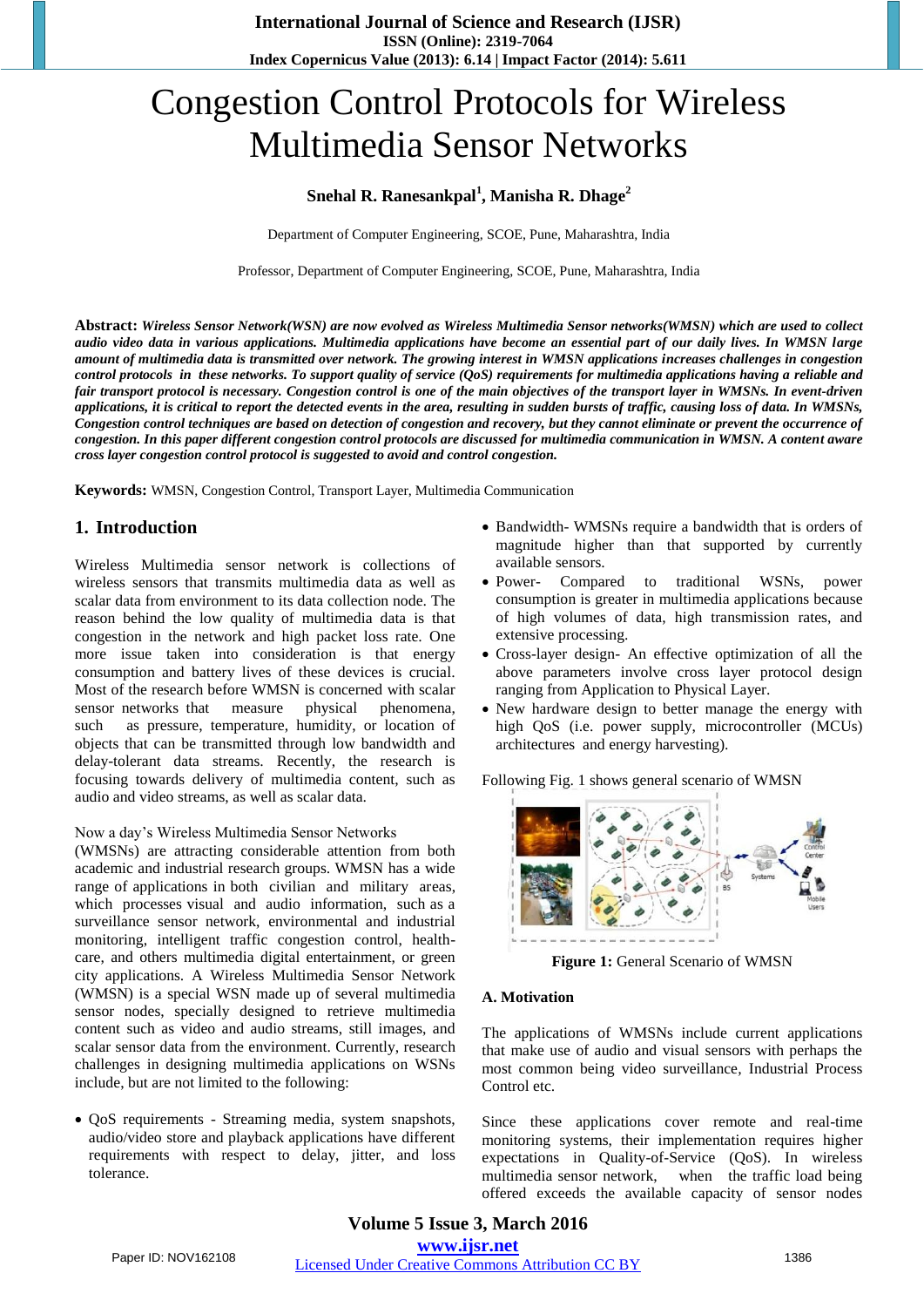# Congestion Control Protocols for Wireless Multimedia Sensor Networks

**Snehal R. Ranesankpal[1], Manisha R. Dhage[2]**

Department of Computer Engineering, SCOE, Pune, Maharashtra, India

Professor, Department of Computer Engineering, SCOE, Pune, Maharashtra, India

**Abstract:** ***Wireless Sensor Network(WSN) are now evolved as Wireless Multimedia Sensor networks(WMSN) which are used to collect audio video data in various applications. Multimedia applications have become an essential part of our daily lives. In WMSN large amount of multimedia data is transmitted over network. The growing interest in WMSN applications increases challenges in congestion control protocols in these networks. To support quality of service (QoS) requirements for multimedia applications having a reliable and fair transport protocol is necessary. Congestion control is one of the main objectives of the transport layer in WMSNs. In event-driven applications, it is critical to report the detected events in the area, resulting in sudden bursts of traffic, causing loss of data. In WMSNs, Congestion control techniques are based on detection of congestion and recovery, but they cannot eliminate or prevent the occurrence of congestion. In this paper different congestion control protocols are discussed for multimedia communication in WMSN. A content aware cross layer congestion control protocol is suggested to avoid and control congestion.***

**Keywords:** WMSN, Congestion Control, Transport Layer, Multimedia Communication

## 1. Introduction

Wireless Multimedia sensor network is collections of wireless sensors that transmits multimedia data as well as scalar data from environment to its data collection node. The reason behind the low quality of multimedia data is that congestion in the network and high packet loss rate. One more issue taken into consideration is that energy consumption and battery lives of these devices is crucial. Most of the research before WMSN is concerned with scalar sensor networks that measure physical phenomena, such as pressure, temperature, humidity, or location of objects that can be transmitted through low bandwidth and delay-tolerant data streams. Recently, the research is focusing towards delivery of multimedia content, such as audio and video streams, as well as scalar data.

Now a day's Wireless Multimedia Sensor Networks (WMSNs) are attracting considerable attention from both academic and industrial research groups. WMSN has a wide range of applications in both civilian and military areas, which processes visual and audio information, such as a surveillance sensor network, environmental and industrial monitoring, intelligent traffic congestion control, health-care, and others multimedia digital entertainment, or green city applications. A Wireless Multimedia Sensor Network (WMSN) is a special WSN made up of several multimedia sensor nodes, specially designed to retrieve multimedia content such as video and audio streams, still images, and scalar sensor data from the environment. Currently, research challenges in designing multimedia applications on WSNs include, but are not limited to the following:

- QoS requirements - Streaming media, system snapshots, audio/video store and playback applications have different requirements with respect to delay, jitter, and loss tolerance.
- Bandwidth- WMSNs require a bandwidth that is orders of magnitude higher than that supported by currently available sensors.
- Power- Compared to traditional WSNs, power consumption is greater in multimedia applications because of high volumes of data, high transmission rates, and extensive processing.
- Cross-layer design- An effective optimization of all the above parameters involve cross layer protocol design ranging from Application to Physical Layer.
- New hardware design to better manage the energy with high QoS (i.e. power supply, microcontroller (MCUs) architectures and energy harvesting).

Following Fig. 1 shows general scenario of WMSN

**Figure 1:** General Scenario of WMSN

### A. Motivation

The applications of WMSNs include current applications that make use of audio and visual sensors with perhaps the most common being video surveillance, Industrial Process Control etc.

Since these applications cover remote and real-time monitoring systems, their implementation requires higher expectations in Quality-of-Service (QoS). In wireless multimedia sensor network, when the traffic load being offered exceeds the available capacity of sensor nodes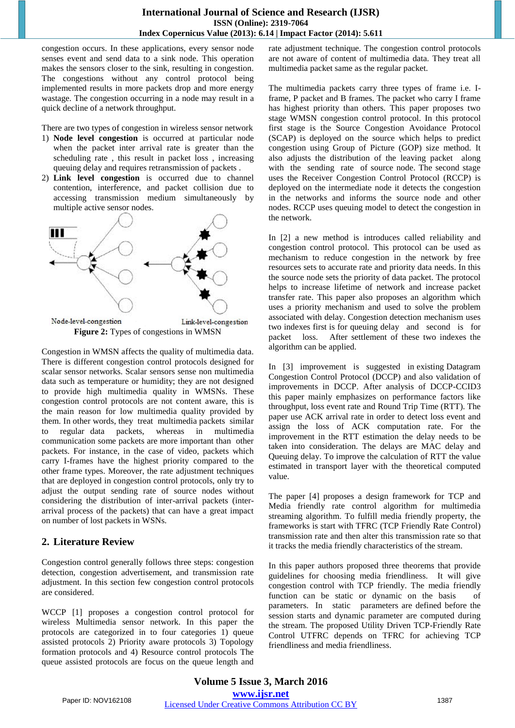congestion occurs. In these applications, every sensor node senses event and send data to a sink node. This operation makes the sensors closer to the sink, resulting in congestion. The congestions without any control protocol being implemented results in more packets drop and more energy wastage. The congestion occurring in a node may result in a quick decline of a network throughput.

There are two types of congestion in wireless sensor network

1) **Node level congestion** is occurred at particular node when the packet inter arrival rate is greater than the scheduling rate , this result in packet loss , increasing queuing delay and requires retransmission of packets .
2) **Link level congestion** is occurred due to channel contention, interference, and packet collision due to accessing transmission medium simultaneously by multiple active sensor nodes.

Node-level-congestion    Link-level-congestion

**Figure 2:** Types of congestions in WMSN

Congestion in WMSN affects the quality of multimedia data. There is different congestion control protocols designed for scalar sensor networks. Scalar sensors sense non multimedia data such as temperature or humidity; they are not designed to provide high multimedia quality in WMSNs. These congestion control protocols are not content aware, this is the main reason for low multimedia quality provided by them. In other words, they treat multimedia packets similar to regular data packets, whereas in multimedia communication some packets are more important than other packets. For instance, in the case of video, packets which carry I-frames have the highest priority compared to the other frame types. Moreover, the rate adjustment techniques that are deployed in congestion control protocols, only try to adjust the output sending rate of source nodes without considering the distribution of inter-arrival packets (inter-arrival process of the packets) that can have a great impact on number of lost packets in WSNs.

## 2. Literature Review

Congestion control generally follows three steps: congestion detection, congestion advertisement, and transmission rate adjustment. In this section few congestion control protocols are considered.

WCCP [1] proposes a congestion control protocol for wireless Multimedia sensor network. In this paper the protocols are categorized in to four categories 1) queue assisted protocols 2) Priority aware protocols 3) Topology formation protocols and 4) Resource control protocols The queue assisted protocols are focus on the queue length and rate adjustment technique. The congestion control protocols are not aware of content of multimedia data. They treat all multimedia packet same as the regular packet.

The multimedia packets carry three types of frame i.e. I-frame, P packet and B frames. The packet who carry I frame has highest priority than others. This paper proposes two stage WMSN congestion control protocol. In this protocol first stage is the Source Congestion Avoidance Protocol (SCAP) is deployed on the source which helps to predict congestion using Group of Picture (GOP) size method. It also adjusts the distribution of the leaving packet along with the sending rate of source node. The second stage uses the Receiver Congestion Control Protocol (RCCP) is deployed on the intermediate node it detects the congestion in the networks and informs the source node and other nodes. RCCP uses queuing model to detect the congestion in the network.

In [2] a new method is introduces called reliability and congestion control protocol. This protocol can be used as mechanism to reduce congestion in the network by free resources sets to accurate rate and priority data needs. In this the source node sets the priority of data packet. The protocol helps to increase lifetime of network and increase packet transfer rate. This paper also proposes an algorithm which uses a priority mechanism and used to solve the problem associated with delay. Congestion detection mechanism uses two indexes first is for queuing delay and second is for packet loss. After settlement of these two indexes the algorithm can be applied.

In [3] improvement is suggested in existing Datagram Congestion Control Protocol (DCCP) and also validation of improvements in DCCP. After analysis of DCCP-CCID3 this paper mainly emphasizes on performance factors like throughput, loss event rate and Round Trip Time (RTT). The paper use ACK arrival rate in order to detect loss event and assign the loss of ACK computation rate. For the improvement in the RTT estimation the delay needs to be taken into consideration. The delays are MAC delay and Queuing delay. To improve the calculation of RTT the value estimated in transport layer with the theoretical computed value.

The paper [4] proposes a design framework for TCP and Media friendly rate control algorithm for multimedia streaming algorithm. To fulfill media friendly property, the frameworks is start with TFRC (TCP Friendly Rate Control) transmission rate and then alter this transmission rate so that it tracks the media friendly characteristics of the stream.

In this paper authors proposed three theorems that provide guidelines for choosing media friendliness. It will give congestion control with TCP friendly. The media friendly function can be static or dynamic on the basis of parameters. In static parameters are defined before the session starts and dynamic parameter are computed during the stream. The proposed Utility Driven TCP-Friendly Rate Control UTFRC depends on TFRC for achieving TCP friendliness and media friendliness.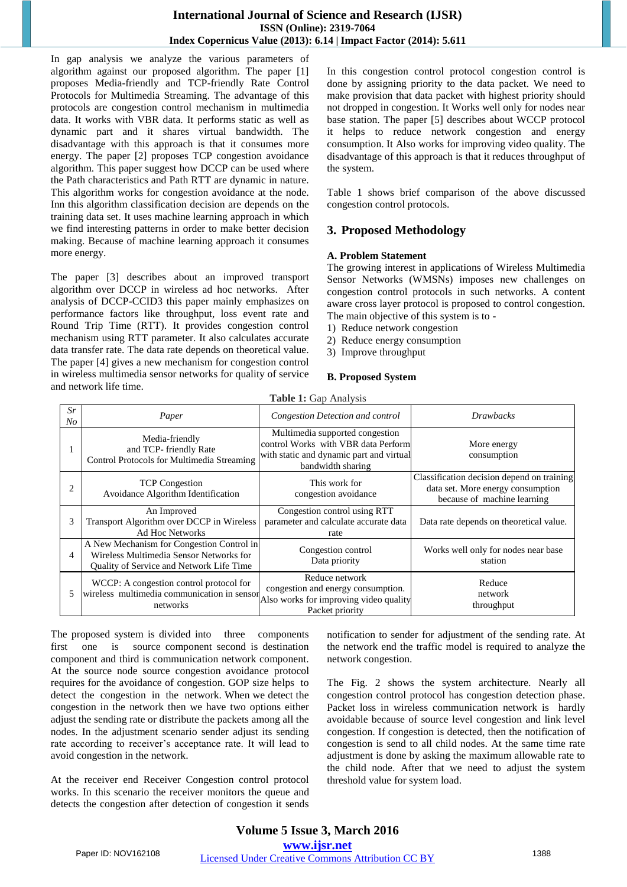In gap analysis we analyze the various parameters of algorithm against our proposed algorithm. The paper [1] proposes Media-friendly and TCP-friendly Rate Control Protocols for Multimedia Streaming. The advantage of this protocols are congestion control mechanism in multimedia data. It works with VBR data. It performs static as well as dynamic part and it shares virtual bandwidth. The disadvantage with this approach is that it consumes more energy. The paper [2] proposes TCP congestion avoidance algorithm. This paper suggest how DCCP can be used where the Path characteristics and Path RTT are dynamic in nature. This algorithm works for congestion avoidance at the node. Inn this algorithm classification decision are depends on the training data set. It uses machine learning approach in which we find interesting patterns in order to make better decision making. Because of machine learning approach it consumes more energy.

The paper [3] describes about an improved transport algorithm over DCCP in wireless ad hoc networks. After analysis of DCCP-CCID3 this paper mainly emphasizes on performance factors like throughput, loss event rate and Round Trip Time (RTT). It provides congestion control mechanism using RTT parameter. It also calculates accurate data transfer rate. The data rate depends on theoretical value. The paper [4] gives a new mechanism for congestion control in wireless multimedia sensor networks for quality of service and network life time.

In this congestion control protocol congestion control is done by assigning priority to the data packet. We need to make provision that data packet with highest priority should not dropped in congestion. It Works well only for nodes near base station. The paper [5] describes about WCCP protocol it helps to reduce network congestion and energy consumption. It Also works for improving video quality. The disadvantage of this approach is that it reduces throughput of the system.

Table 1 shows brief comparison of the above discussed congestion control protocols.

**Table 1:** Gap Analysis

| *Sr No* | *Paper* | *Congestion Detection and control* | *Drawbacks* |
|---|---|---|---|
| 1 | Media-friendly and TCP- friendly Rate Control Protocols for Multimedia Streaming | Multimedia supported congestion control Works with VBR data Perform with static and dynamic part and virtual bandwidth sharing | More energy consumption |
| 2 | TCP Congestion Avoidance Algorithm Identification | This work for congestion avoidance | Classification decision depend on training data set. More energy consumption because of machine learning |
| 3 | An Improved Transport Algorithm over DCCP in Wireless Ad Hoc Networks | Congestion control using RTT parameter and calculate accurate data rate | Data rate depends on theoretical value. |
| 4 | A New Mechanism for Congestion Control in Wireless Multimedia Sensor Networks for Quality of Service and Network Life Time | Congestion control Data priority | Works well only for nodes near base station |
| 5 | WCCP: A congestion control protocol for wireless multimedia communication in sensor networks | Reduce network congestion and energy consumption. Also works for improving video quality Packet priority | Reduce network throughput |

## 3. Proposed Methodology

### A. Problem Statement

The growing interest in applications of Wireless Multimedia Sensor Networks (WMSNs) imposes new challenges on congestion control protocols in such networks. A content aware cross layer protocol is proposed to control congestion. The main objective of this system is to -

1) Reduce network congestion
2) Reduce energy consumption
3) Improve throughput

### B. Proposed System

The proposed system is divided into three components first one is source component second is destination component and third is communication network component. At the source node source congestion avoidance protocol requires for the avoidance of congestion. GOP size helps to detect the congestion in the network. When we detect the congestion in the network then we have two options either adjust the sending rate or distribute the packets among all the nodes. In the adjustment scenario sender adjust its sending rate according to receiver's acceptance rate. It will lead to avoid congestion in the network.

At the receiver end Receiver Congestion control protocol works. In this scenario the receiver monitors the queue and detects the congestion after detection of congestion it sends notification to sender for adjustment of the sending rate. At the network end the traffic model is required to analyze the network congestion.

The Fig. 2 shows the system architecture. Nearly all congestion control protocol has congestion detection phase. Packet loss in wireless communication network is hardly avoidable because of source level congestion and link level congestion. If congestion is detected, then the notification of congestion is send to all child nodes. At the same time rate adjustment is done by asking the maximum allowable rate to the child node. After that we need to adjust the system threshold value for system load.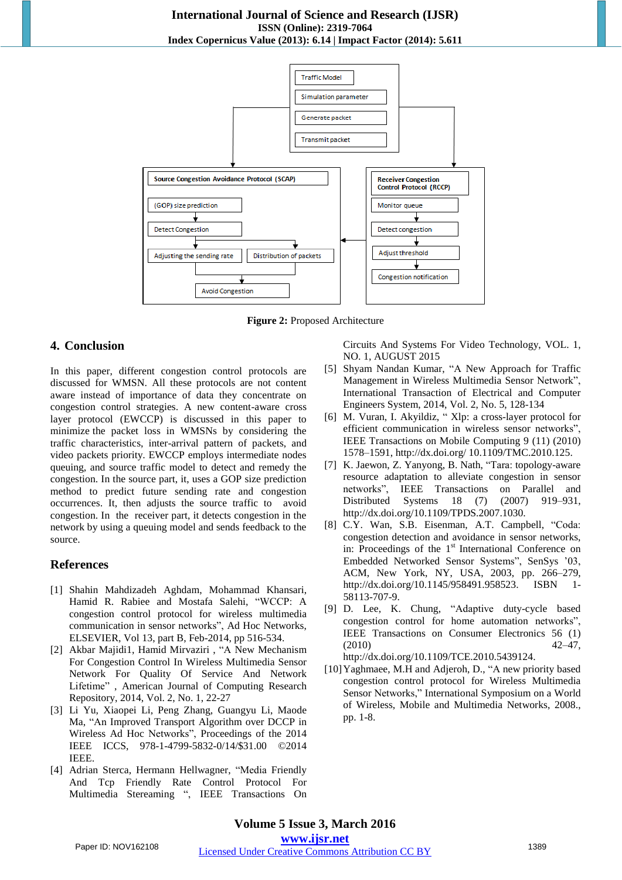Traffic Model

Simulation parameter

Generate packet

Transmit packet

Source Congestion Avoidance Protocol (SCAP)

(GOP) size prediction

Detect Congestion

Adjusting the sending rate

Distribution of packets

Avoid Congestion

Receiver Congestion Control Protocol (RCCP)

Monitor queue

Detect congestion

Adjust threshold

Congestion notification

**Figure 2:** Proposed Architecture

## 4. Conclusion

In this paper, different congestion control protocols are discussed for WMSN. All these protocols are not content aware instead of importance of data they concentrate on congestion control strategies. A new content-aware cross layer protocol (EWCCP) is discussed in this paper to minimize the packet loss in WMSNs by considering the traffic characteristics, inter-arrival pattern of packets, and video packets priority. EWCCP employs intermediate nodes queuing, and source traffic model to detect and remedy the congestion. In the source part, it, uses a GOP size prediction method to predict future sending rate and congestion occurrences. It, then adjusts the source traffic to avoid congestion. In the receiver part, it detects congestion in the network by using a queuing model and sends feedback to the source.

## References

[1] Shahin Mahdizadeh Aghdam, Mohammad Khansari, Hamid R. Rabiee and Mostafa Salehi, "WCCP: A congestion control protocol for wireless multimedia communication in sensor networks", Ad Hoc Networks, ELSEVIER, Vol 13, part B, Feb-2014, pp 516-534.

[2] Akbar Majidi1, Hamid Mirvaziri , "A New Mechanism For Congestion Control In Wireless Multimedia Sensor Network For Quality Of Service And Network Lifetime" , American Journal of Computing Research Repository, 2014, Vol. 2, No. 1, 22-27

[3] Li Yu, Xiaopei Li, Peng Zhang, Guangyu Li, Maode Ma, "An Improved Transport Algorithm over DCCP in Wireless Ad Hoc Networks", Proceedings of the 2014 IEEE ICCS, 978-1-4799-5832-0/14/$31.00 ©2014 IEEE.

[4] Adrian Sterca, Hermann Hellwagner, "Media Friendly And Tcp Friendly Rate Control Protocol For Multimedia Stereaming ", IEEE Transactions On Circuits And Systems For Video Technology, VOL. 1, NO. 1, AUGUST 2015

[5] Shyam Nandan Kumar, "A New Approach for Traffic Management in Wireless Multimedia Sensor Network", International Transaction of Electrical and Computer Engineers System, 2014, Vol. 2, No. 5, 128-134

[6] M. Vuran, I. Akyildiz, " Xlp: a cross-layer protocol for efficient communication in wireless sensor networks", IEEE Transactions on Mobile Computing 9 (11) (2010) 1578–1591, http://dx.doi.org/ 10.1109/TMC.2010.125.

[7] K. Jaewon, Z. Yanyong, B. Nath, "Tara: topology-aware resource adaptation to alleviate congestion in sensor networks", IEEE Transactions on Parallel and Distributed Systems 18 (7) (2007) 919–931, http://dx.doi.org/10.1109/TPDS.2007.1030.

[8] C.Y. Wan, S.B. Eisenman, A.T. Campbell, "Coda: congestion detection and avoidance in sensor networks, in: Proceedings of the 1st International Conference on Embedded Networked Sensor Systems", SenSys '03, ACM, New York, NY, USA, 2003, pp. 266–279, http://dx.doi.org/10.1145/958491.958523. ISBN 1-58113-707-9.

[9] D. Lee, K. Chung, "Adaptive duty-cycle based congestion control for home automation networks", IEEE Transactions on Consumer Electronics 56 (1) (2010) 42–47, http://dx.doi.org/10.1109/TCE.2010.5439124.

[10] Yaghmaee, M.H and Adjeroh, D., "A new priority based congestion control protocol for Wireless Multimedia Sensor Networks," International Symposium on a World of Wireless, Mobile and Multimedia Networks, 2008., pp. 1-8.